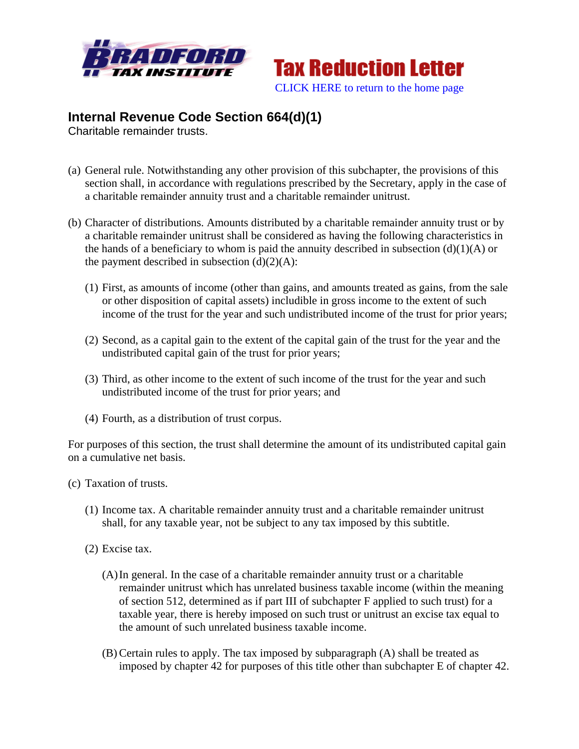Tax Reduction Letter

CLICK HERE to return to the home page

## Internal Revenue Code Section 664(d)(1)

Charitable remainder trusts.

(a) General rule. Notwithstanding any other provision of this subchapter, the provisions of this section shall, in accordance with regulations prescribed by the Secretary, apply in the case of a charitable remainder annuity trust and a charitable remainder unitrust.

(b) Character of distributions. Amounts distributed by a charitable remainder annuity trust or by a charitable remainder unitrust shall be considered as having the following characteristics in the hands of a beneficiary to whom is paid the annuity described in subsection (d)(1)(A) or the payment described in subsection (d)(2)(A):

(1) First, as amounts of income (other than gains, and amounts treated as gains, from the sale or other disposition of capital assets) includible in gross income to the extent of such income of the trust for the year and such undistributed income of the trust for prior years;

(2) Second, as a capital gain to the extent of the capital gain of the trust for the year and the undistributed capital gain of the trust for prior years;

(3) Third, as other income to the extent of such income of the trust for the year and such undistributed income of the trust for prior years; and

(4) Fourth, as a distribution of trust corpus.

For purposes of this section, the trust shall determine the amount of its undistributed capital gain on a cumulative net basis.

(c) Taxation of trusts.

(1) Income tax. A charitable remainder annuity trust and a charitable remainder unitrust shall, for any taxable year, not be subject to any tax imposed by this subtitle.

(2) Excise tax.

(A) In general. In the case of a charitable remainder annuity trust or a charitable remainder unitrust which has unrelated business taxable income (within the meaning of section 512, determined as if part III of subchapter F applied to such trust) for a taxable year, there is hereby imposed on such trust or unitrust an excise tax equal to the amount of such unrelated business taxable income.

(B) Certain rules to apply. The tax imposed by subparagraph (A) shall be treated as imposed by chapter 42 for purposes of this title other than subchapter E of chapter 42.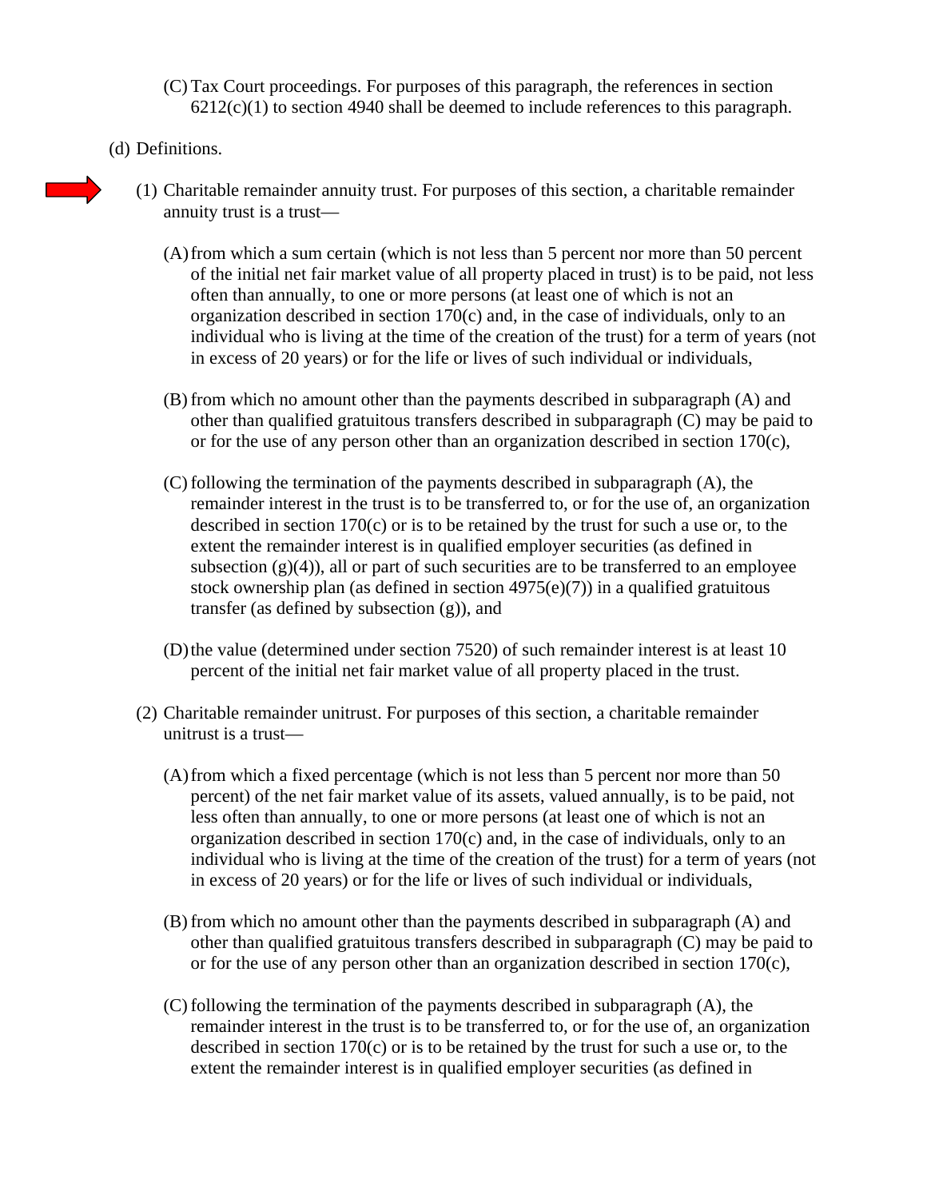(C) Tax Court proceedings. For purposes of this paragraph, the references in section 6212(c)(1) to section 4940 shall be deemed to include references to this paragraph.

(d) Definitions.

(1) Charitable remainder annuity trust. For purposes of this section, a charitable remainder annuity trust is a trust—

(A) from which a sum certain (which is not less than 5 percent nor more than 50 percent of the initial net fair market value of all property placed in trust) is to be paid, not less often than annually, to one or more persons (at least one of which is not an organization described in section 170(c) and, in the case of individuals, only to an individual who is living at the time of the creation of the trust) for a term of years (not in excess of 20 years) or for the life or lives of such individual or individuals,

(B) from which no amount other than the payments described in subparagraph (A) and other than qualified gratuitous transfers described in subparagraph (C) may be paid to or for the use of any person other than an organization described in section 170(c),

(C) following the termination of the payments described in subparagraph (A), the remainder interest in the trust is to be transferred to, or for the use of, an organization described in section 170(c) or is to be retained by the trust for such a use or, to the extent the remainder interest is in qualified employer securities (as defined in subsection (g)(4)), all or part of such securities are to be transferred to an employee stock ownership plan (as defined in section 4975(e)(7)) in a qualified gratuitous transfer (as defined by subsection (g)), and

(D) the value (determined under section 7520) of such remainder interest is at least 10 percent of the initial net fair market value of all property placed in the trust.

(2) Charitable remainder unitrust. For purposes of this section, a charitable remainder unitrust is a trust—

(A) from which a fixed percentage (which is not less than 5 percent nor more than 50 percent) of the net fair market value of its assets, valued annually, is to be paid, not less often than annually, to one or more persons (at least one of which is not an organization described in section 170(c) and, in the case of individuals, only to an individual who is living at the time of the creation of the trust) for a term of years (not in excess of 20 years) or for the life or lives of such individual or individuals,

(B) from which no amount other than the payments described in subparagraph (A) and other than qualified gratuitous transfers described in subparagraph (C) may be paid to or for the use of any person other than an organization described in section 170(c),

(C) following the termination of the payments described in subparagraph (A), the remainder interest in the trust is to be transferred to, or for the use of, an organization described in section 170(c) or is to be retained by the trust for such a use or, to the extent the remainder interest is in qualified employer securities (as defined in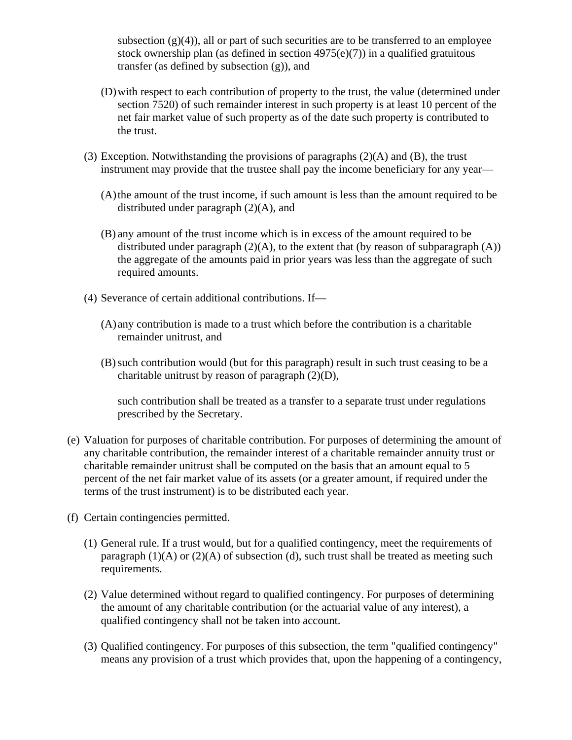subsection (g)(4)), all or part of such securities are to be transferred to an employee stock ownership plan (as defined in section 4975(e)(7)) in a qualified gratuitous transfer (as defined by subsection (g)), and

(D) with respect to each contribution of property to the trust, the value (determined under section 7520) of such remainder interest in such property is at least 10 percent of the net fair market value of such property as of the date such property is contributed to the trust.

(3) Exception. Notwithstanding the provisions of paragraphs (2)(A) and (B), the trust instrument may provide that the trustee shall pay the income beneficiary for any year—

(A) the amount of the trust income, if such amount is less than the amount required to be distributed under paragraph (2)(A), and

(B) any amount of the trust income which is in excess of the amount required to be distributed under paragraph (2)(A), to the extent that (by reason of subparagraph (A)) the aggregate of the amounts paid in prior years was less than the aggregate of such required amounts.

(4) Severance of certain additional contributions. If—

(A) any contribution is made to a trust which before the contribution is a charitable remainder unitrust, and

(B) such contribution would (but for this paragraph) result in such trust ceasing to be a charitable unitrust by reason of paragraph (2)(D),

such contribution shall be treated as a transfer to a separate trust under regulations prescribed by the Secretary.

(e) Valuation for purposes of charitable contribution. For purposes of determining the amount of any charitable contribution, the remainder interest of a charitable remainder annuity trust or charitable remainder unitrust shall be computed on the basis that an amount equal to 5 percent of the net fair market value of its assets (or a greater amount, if required under the terms of the trust instrument) is to be distributed each year.

(f) Certain contingencies permitted.

(1) General rule. If a trust would, but for a qualified contingency, meet the requirements of paragraph (1)(A) or (2)(A) of subsection (d), such trust shall be treated as meeting such requirements.

(2) Value determined without regard to qualified contingency. For purposes of determining the amount of any charitable contribution (or the actuarial value of any interest), a qualified contingency shall not be taken into account.

(3) Qualified contingency. For purposes of this subsection, the term "qualified contingency" means any provision of a trust which provides that, upon the happening of a contingency,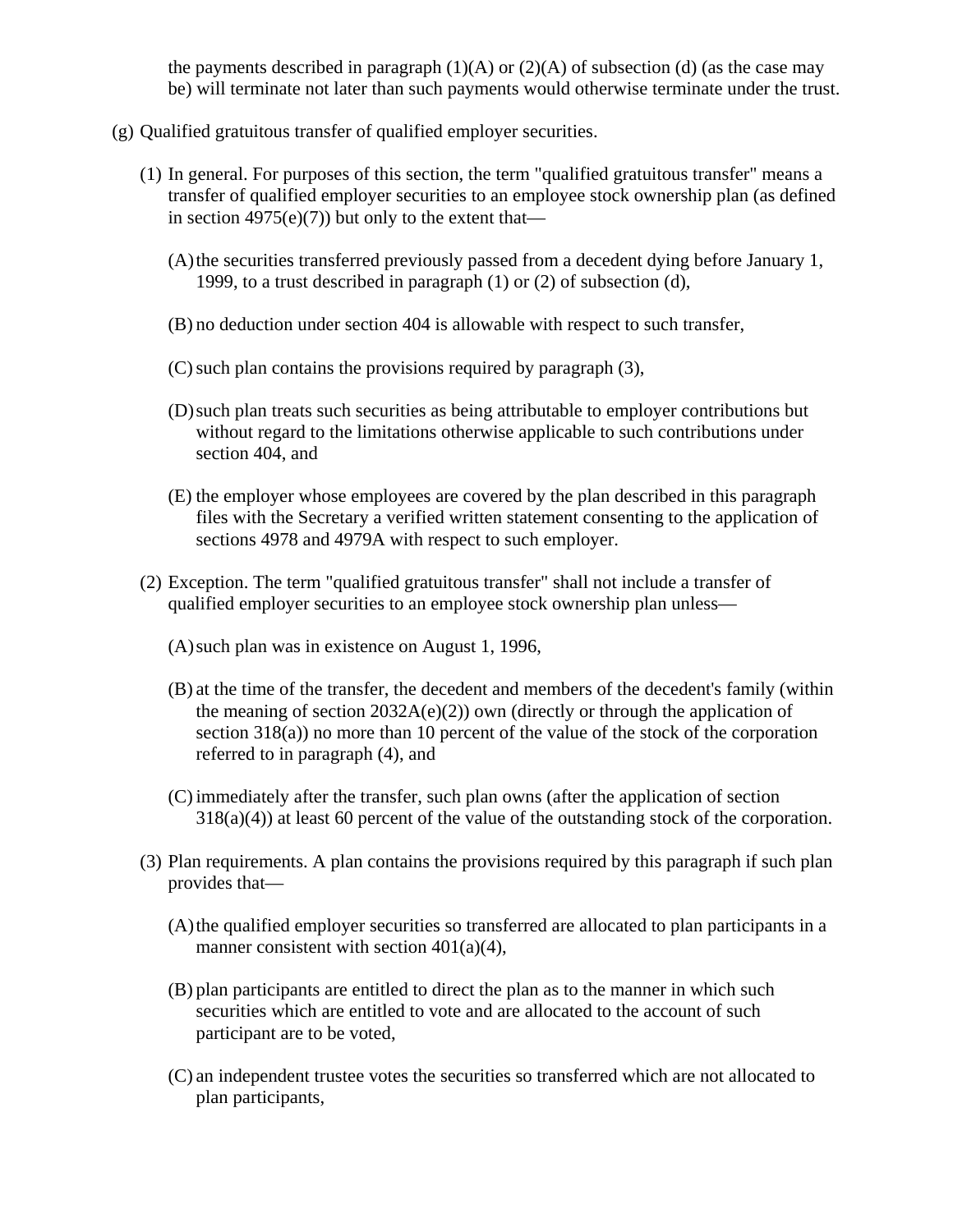the payments described in paragraph (1)(A) or (2)(A) of subsection (d) (as the case may be) will terminate not later than such payments would otherwise terminate under the trust.

(g) Qualified gratuitous transfer of qualified employer securities.

(1) In general. For purposes of this section, the term "qualified gratuitous transfer" means a transfer of qualified employer securities to an employee stock ownership plan (as defined in section 4975(e)(7)) but only to the extent that—

(A) the securities transferred previously passed from a decedent dying before January 1, 1999, to a trust described in paragraph (1) or (2) of subsection (d),

(B) no deduction under section 404 is allowable with respect to such transfer,

(C) such plan contains the provisions required by paragraph (3),

(D) such plan treats such securities as being attributable to employer contributions but without regard to the limitations otherwise applicable to such contributions under section 404, and

(E) the employer whose employees are covered by the plan described in this paragraph files with the Secretary a verified written statement consenting to the application of sections 4978 and 4979A with respect to such employer.

(2) Exception. The term "qualified gratuitous transfer" shall not include a transfer of qualified employer securities to an employee stock ownership plan unless—

(A) such plan was in existence on August 1, 1996,

(B) at the time of the transfer, the decedent and members of the decedent's family (within the meaning of section 2032A(e)(2)) own (directly or through the application of section 318(a)) no more than 10 percent of the value of the stock of the corporation referred to in paragraph (4), and

(C) immediately after the transfer, such plan owns (after the application of section 318(a)(4)) at least 60 percent of the value of the outstanding stock of the corporation.

(3) Plan requirements. A plan contains the provisions required by this paragraph if such plan provides that—

(A) the qualified employer securities so transferred are allocated to plan participants in a manner consistent with section 401(a)(4),

(B) plan participants are entitled to direct the plan as to the manner in which such securities which are entitled to vote and are allocated to the account of such participant are to be voted,

(C) an independent trustee votes the securities so transferred which are not allocated to plan participants,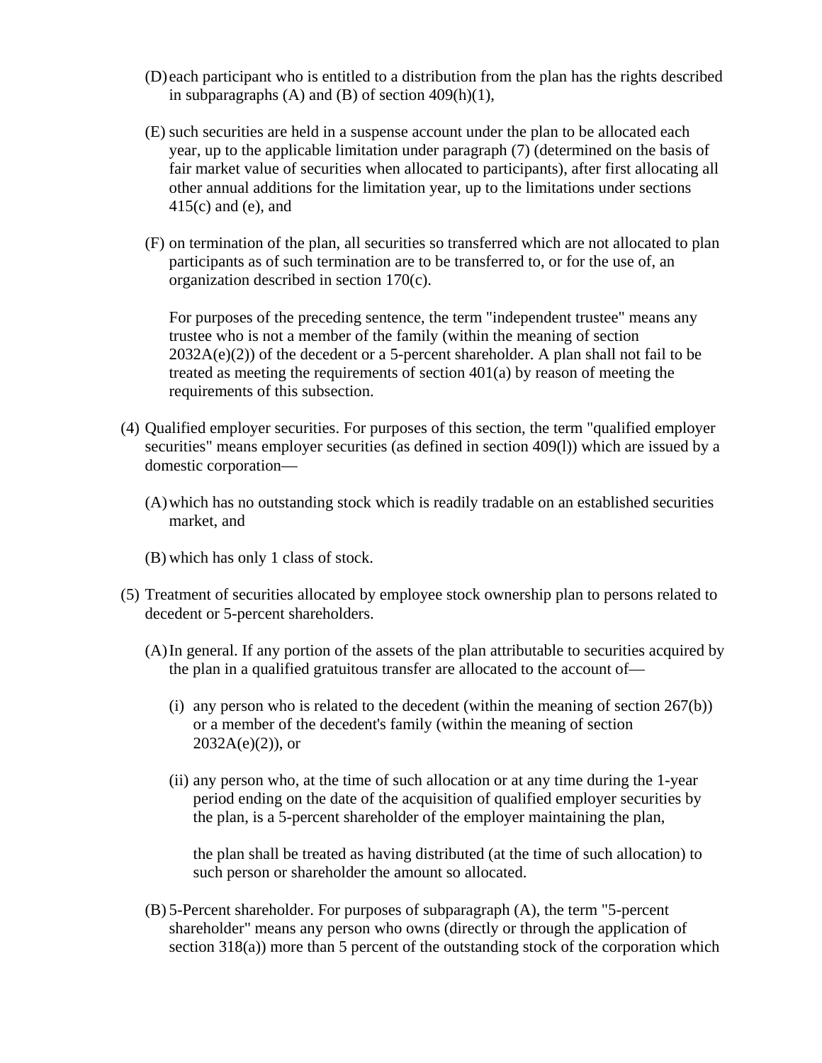(D) each participant who is entitled to a distribution from the plan has the rights described in subparagraphs (A) and (B) of section 409(h)(1),

(E) such securities are held in a suspense account under the plan to be allocated each year, up to the applicable limitation under paragraph (7) (determined on the basis of fair market value of securities when allocated to participants), after first allocating all other annual additions for the limitation year, up to the limitations under sections 415(c) and (e), and

(F) on termination of the plan, all securities so transferred which are not allocated to plan participants as of such termination are to be transferred to, or for the use of, an organization described in section 170(c).

For purposes of the preceding sentence, the term "independent trustee" means any trustee who is not a member of the family (within the meaning of section 2032A(e)(2)) of the decedent or a 5-percent shareholder. A plan shall not fail to be treated as meeting the requirements of section 401(a) by reason of meeting the requirements of this subsection.

(4) Qualified employer securities. For purposes of this section, the term "qualified employer securities" means employer securities (as defined in section 409(l)) which are issued by a domestic corporation—

(A) which has no outstanding stock which is readily tradable on an established securities market, and

(B) which has only 1 class of stock.

(5) Treatment of securities allocated by employee stock ownership plan to persons related to decedent or 5-percent shareholders.

(A) In general. If any portion of the assets of the plan attributable to securities acquired by the plan in a qualified gratuitous transfer are allocated to the account of—

(i) any person who is related to the decedent (within the meaning of section 267(b)) or a member of the decedent's family (within the meaning of section 2032A(e)(2)), or

(ii) any person who, at the time of such allocation or at any time during the 1-year period ending on the date of the acquisition of qualified employer securities by the plan, is a 5-percent shareholder of the employer maintaining the plan,

the plan shall be treated as having distributed (at the time of such allocation) to such person or shareholder the amount so allocated.

(B) 5-Percent shareholder. For purposes of subparagraph (A), the term "5-percent shareholder" means any person who owns (directly or through the application of section 318(a)) more than 5 percent of the outstanding stock of the corporation which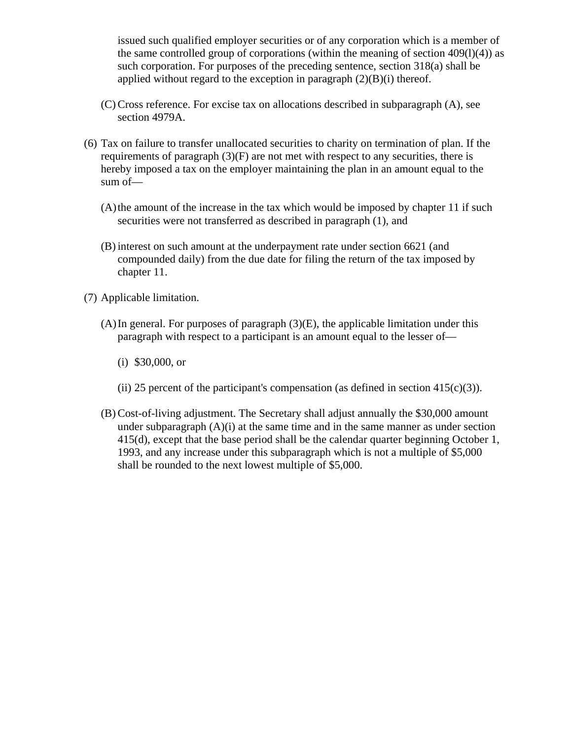issued such qualified employer securities or of any corporation which is a member of the same controlled group of corporations (within the meaning of section 409(l)(4)) as such corporation. For purposes of the preceding sentence, section 318(a) shall be applied without regard to the exception in paragraph (2)(B)(i) thereof.

(C) Cross reference. For excise tax on allocations described in subparagraph (A), see section 4979A.

(6) Tax on failure to transfer unallocated securities to charity on termination of plan. If the requirements of paragraph (3)(F) are not met with respect to any securities, there is hereby imposed a tax on the employer maintaining the plan in an amount equal to the sum of—

(A) the amount of the increase in the tax which would be imposed by chapter 11 if such securities were not transferred as described in paragraph (1), and

(B) interest on such amount at the underpayment rate under section 6621 (and compounded daily) from the due date for filing the return of the tax imposed by chapter 11.

(7) Applicable limitation.

(A) In general. For purposes of paragraph (3)(E), the applicable limitation under this paragraph with respect to a participant is an amount equal to the lesser of—

(i) $30,000, or

(ii) 25 percent of the participant's compensation (as defined in section 415(c)(3)).

(B) Cost-of-living adjustment. The Secretary shall adjust annually the $30,000 amount under subparagraph (A)(i) at the same time and in the same manner as under section 415(d), except that the base period shall be the calendar quarter beginning October 1, 1993, and any increase under this subparagraph which is not a multiple of $5,000 shall be rounded to the next lowest multiple of $5,000.